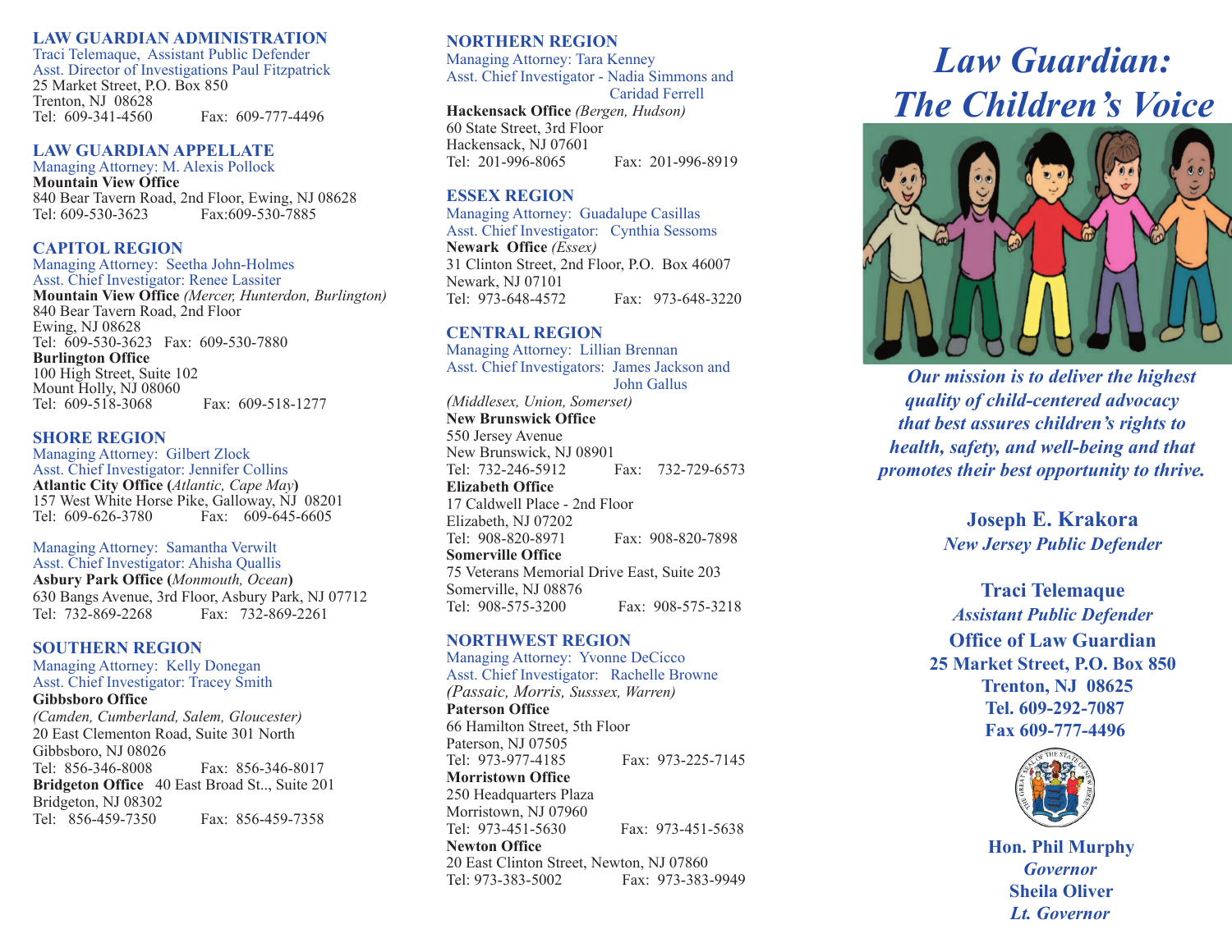## LAW GUARDIAN ADMINISTRATION

Traci Telemaque, Assistant Public Defender
Asst. Director of Investigations Paul Fitzpatrick
25 Market Street, P.O. Box 850
Trenton, NJ 08628
Tel: 609-341-4560 Fax: 609-777-4496

## LAW GUARDIAN APPELLATE

Managing Attorney: M. Alexis Pollock
**Mountain View Office**
840 Bear Tavern Road, 2nd Floor, Ewing, NJ 08628
Tel: 609-530-3623 Fax:609-530-7885

## CAPITOL REGION

Managing Attorney: Seetha John-Holmes
Asst. Chief Investigator: Renee Lassiter
**Mountain View Office** *(Mercer, Hunterdon, Burlington)*
840 Bear Tavern Road, 2nd Floor
Ewing, NJ 08628
Tel: 609-530-3623 Fax: 609-530-7880
**Burlington Office**
100 High Street, Suite 102
Mount Holly, NJ 08060
Tel: 609-518-3068 Fax: 609-518-1277

## SHORE REGION

Managing Attorney: Gilbert Zlock
Asst. Chief Investigator: Jennifer Collins
**Atlantic City Office (***Atlantic, Cape May***)**
157 West White Horse Pike, Galloway, NJ 08201
Tel: 609-626-3780 Fax: 609-645-6605

Managing Attorney: Samantha Verwilt
Asst. Chief Investigator: Ahisha Quallis
**Asbury Park Office (***Monmouth, Ocean***)**
630 Bangs Avenue, 3rd Floor, Asbury Park, NJ 07712
Tel: 732-869-2268 Fax: 732-869-2261

## SOUTHERN REGION

Managing Attorney: Kelly Donegan
Asst. Chief Investigator: Tracey Smith
**Gibbsboro Office**
*(Camden, Cumberland, Salem, Gloucester)*
20 East Clementon Road, Suite 301 North
Gibbsboro, NJ 08026
Tel: 856-346-8008 Fax: 856-346-8017
**Bridgeton Office** 40 East Broad St.., Suite 201
Bridgeton, NJ 08302
Tel: 856-459-7350 Fax: 856-459-7358

## NORTHERN REGION

Managing Attorney: Tara Kenney
Asst. Chief Investigator - Nadia Simmons and Caridad Ferrell
**Hackensack Office** *(Bergen, Hudson)*
60 State Street, 3rd Floor
Hackensack, NJ 07601
Tel: 201-996-8065 Fax: 201-996-8919

## ESSEX REGION

Managing Attorney: Guadalupe Casillas
Asst. Chief Investigator: Cynthia Sessoms
**Newark Office** *(Essex)*
31 Clinton Street, 2nd Floor, P.O. Box 46007
Newark, NJ 07101
Tel: 973-648-4572 Fax: 973-648-3220

## CENTRAL REGION

Managing Attorney: Lillian Brennan
Asst. Chief Investigators: James Jackson and John Gallus
*(Middlesex, Union, Somerset)*
**New Brunswick Office**
550 Jersey Avenue
New Brunswick, NJ 08901
Tel: 732-246-5912 Fax: 732-729-6573
**Elizabeth Office**
17 Caldwell Place - 2nd Floor
Elizabeth, NJ 07202
Tel: 908-820-8971 Fax: 908-820-7898
**Somerville Office**
75 Veterans Memorial Drive East, Suite 203
Somerville, NJ 08876
Tel: 908-575-3200 Fax: 908-575-3218

## NORTHWEST REGION

Managing Attorney: Yvonne DeCicco
Asst. Chief Investigator: Rachelle Browne
*(Passaic, Morris, Susssex, Warren)*
**Paterson Office**
66 Hamilton Street, 5th Floor
Paterson, NJ 07505
Tel: 973-977-4185 Fax: 973-225-7145
**Morristown Office**
250 Headquarters Plaza
Morristown, NJ 07960
Tel: 973-451-5630 Fax: 973-451-5638
**Newton Office**
20 East Clinton Street, Newton, NJ 07860
Tel: 973-383-5002 Fax: 973-383-9949

# *Law Guardian: The Children's Voice*

***Our mission is to deliver the highest quality of child-centered advocacy that best assures children's rights to health, safety, and well-being and that promotes their best opportunity to thrive.***

**Joseph E. Krakora**
***New Jersey Public Defender***

**Traci Telemaque**
***Assistant Public Defender***
**Office of Law Guardian**
**25 Market Street, P.O. Box 850**
**Trenton, NJ 08625**
**Tel. 609-292-7087**
**Fax 609-777-4496**

**Hon. Phil Murphy**
***Governor***
**Sheila Oliver**
***Lt. Governor***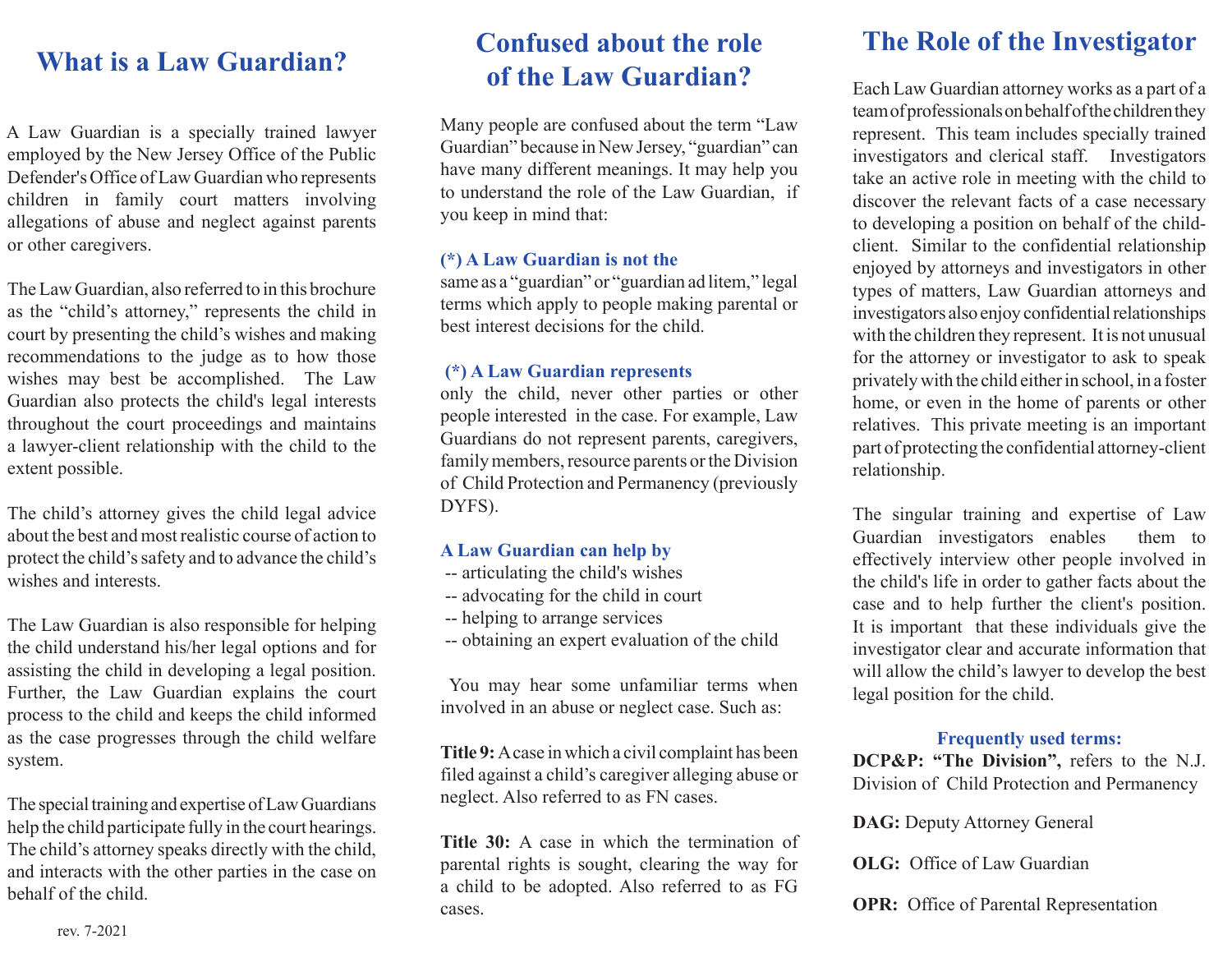## What is a Law Guardian?

A Law Guardian is a specially trained lawyer employed by the New Jersey Office of the Public Defender's Office of Law Guardian who represents children in family court matters involving allegations of abuse and neglect against parents or other caregivers.

The Law Guardian, also referred to in this brochure as the "child's attorney," represents the child in court by presenting the child's wishes and making recommendations to the judge as to how those wishes may best be accomplished. The Law Guardian also protects the child's legal interests throughout the court proceedings and maintains a lawyer-client relationship with the child to the extent possible.

The child's attorney gives the child legal advice about the best and most realistic course of action to protect the child's safety and to advance the child's wishes and interests.

The Law Guardian is also responsible for helping the child understand his/her legal options and for assisting the child in developing a legal position. Further, the Law Guardian explains the court process to the child and keeps the child informed as the case progresses through the child welfare system.

The special training and expertise of Law Guardians help the child participate fully in the court hearings. The child's attorney speaks directly with the child, and interacts with the other parties in the case on behalf of the child.

rev. 7-2021

## Confused about the role of the Law Guardian?

Many people are confused about the term "Law Guardian" because in New Jersey, "guardian" can have many different meanings. It may help you to understand the role of the Law Guardian, if you keep in mind that:

**(*) A Law Guardian is not the** same as a "guardian" or "guardian ad litem," legal terms which apply to people making parental or best interest decisions for the child.

**(*) A Law Guardian represents** only the child, never other parties or other people interested in the case. For example, Law Guardians do not represent parents, caregivers, family members, resource parents or the Division of Child Protection and Permanency (previously DYFS).

**A Law Guardian can help by**

-- articulating the child's wishes
-- advocating for the child in court
-- helping to arrange services
-- obtaining an expert evaluation of the child

You may hear some unfamiliar terms when involved in an abuse or neglect case. Such as:

**Title 9:** A case in which a civil complaint has been filed against a child's caregiver alleging abuse or neglect. Also referred to as FN cases.

**Title 30:** A case in which the termination of parental rights is sought, clearing the way for a child to be adopted. Also referred to as FG cases.

## The Role of the Investigator

Each Law Guardian attorney works as a part of a team of professionals on behalf of the children they represent. This team includes specially trained investigators and clerical staff. Investigators take an active role in meeting with the child to discover the relevant facts of a case necessary to developing a position on behalf of the child-client. Similar to the confidential relationship enjoyed by attorneys and investigators in other types of matters, Law Guardian attorneys and investigators also enjoy confidential relationships with the children they represent. It is not unusual for the attorney or investigator to ask to speak privately with the child either in school, in a foster home, or even in the home of parents or other relatives. This private meeting is an important part of protecting the confidential attorney-client relationship.

The singular training and expertise of Law Guardian investigators enables them to effectively interview other people involved in the child's life in order to gather facts about the case and to help further the client's position. It is important that these individuals give the investigator clear and accurate information that will allow the child's lawyer to develop the best legal position for the child.

**Frequently used terms:**

**DCP&P: "The Division",** refers to the N.J. Division of Child Protection and Permanency

**DAG:** Deputy Attorney General

**OLG:** Office of Law Guardian

**OPR:** Office of Parental Representation